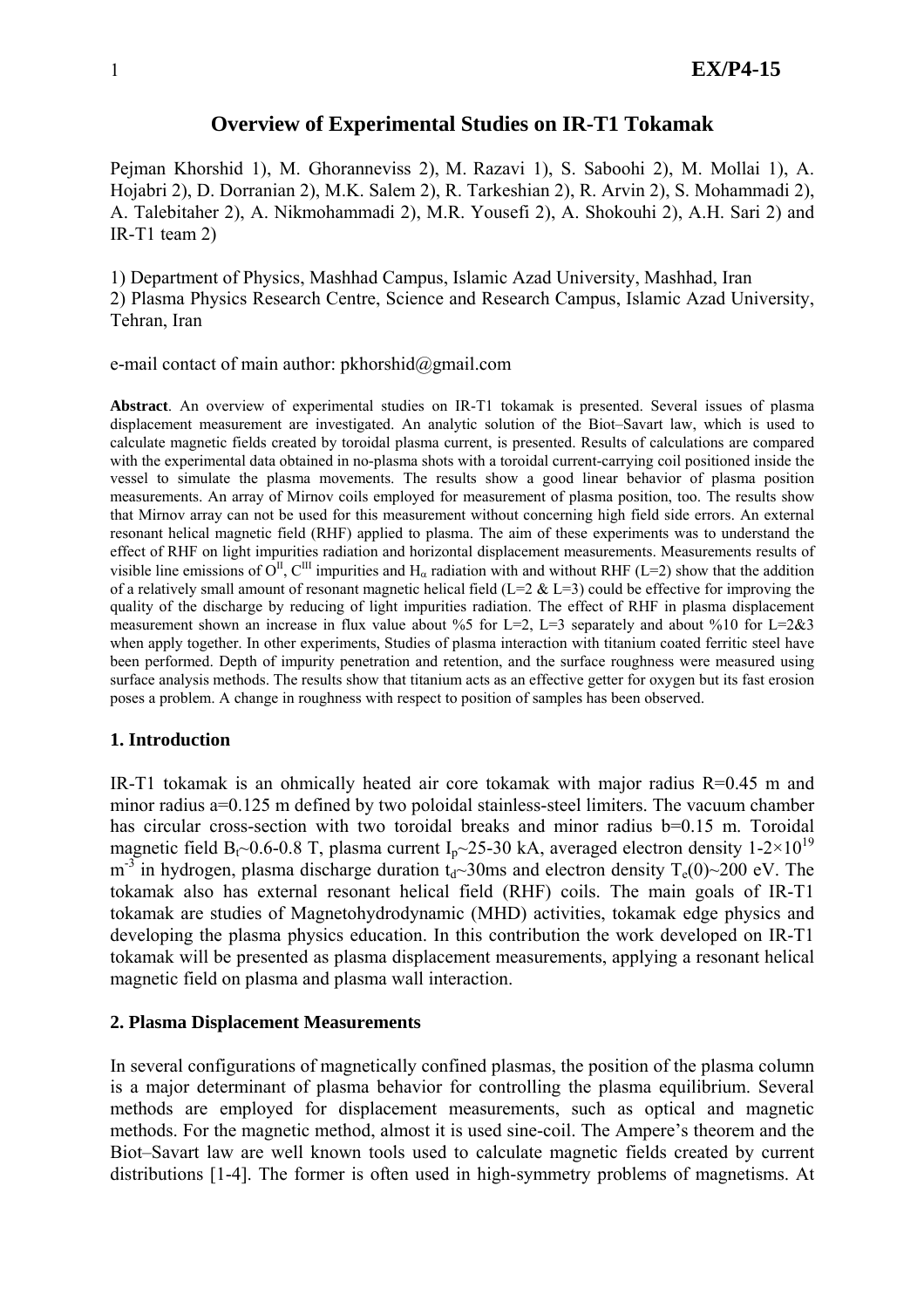# Overview of Experimental Studies on IR-T1 Tokamak

Pejman Khorshid 1), M. Ghoranneviss 2), M. Razavi 1), S. Saboohi 2), M. Mollai 1), A. Hojabri 2), D. Dorranian 2), M.K. Salem 2), R. Tarkeshian 2), R. Arvin 2), S. Mohammadi 2), A. Talebitaher 2), A. Nikmohammadi 2), M.R. Yousefi 2), A. Shokouhi 2), A.H. Sari 2) and IR-T1 team 2)

1) Department of Physics, Mashhad Campus, Islamic Azad University, Mashhad, Iran
2) Plasma Physics Research Centre, Science and Research Campus, Islamic Azad University, Tehran, Iran

e-mail contact of main author: pkhorshid@gmail.com

**Abstract**. An overview of experimental studies on IR-T1 tokamak is presented. Several issues of plasma displacement measurement are investigated. An analytic solution of the Biot–Savart law, which is used to calculate magnetic fields created by toroidal plasma current, is presented. Results of calculations are compared with the experimental data obtained in no-plasma shots with a toroidal current-carrying coil positioned inside the vessel to simulate the plasma movements. The results show a good linear behavior of plasma position measurements. An array of Mirnov coils employed for measurement of plasma position, too. The results show that Mirnov array can not be used for this measurement without concerning high field side errors. An external resonant helical magnetic field (RHF) applied to plasma. The aim of these experiments was to understand the effect of RHF on light impurities radiation and horizontal displacement measurements. Measurements results of visible line emissions of $O^{II}$, $C^{III}$ impurities and $H_{\alpha}$ radiation with and without RHF (L=2) show that the addition of a relatively small amount of resonant magnetic helical field (L=2 & L=3) could be effective for improving the quality of the discharge by reducing of light impurities radiation. The effect of RHF in plasma displacement measurement shown an increase in flux value about %5 for L=2, L=3 separately and about %10 for L=2&3 when apply together. In other experiments, Studies of plasma interaction with titanium coated ferritic steel have been performed. Depth of impurity penetration and retention, and the surface roughness were measured using surface analysis methods. The results show that titanium acts as an effective getter for oxygen but its fast erosion poses a problem. A change in roughness with respect to position of samples has been observed.

## 1. Introduction

IR-T1 tokamak is an ohmically heated air core tokamak with major radius R=0.45 m and minor radius a=0.125 m defined by two poloidal stainless-steel limiters. The vacuum chamber has circular cross-section with two toroidal breaks and minor radius b=0.15 m. Toroidal magnetic field $B_t$~0.6-0.8 T, plasma current $I_p$~25-30 kA, averaged electron density $1\text{-}2\times10^{19}$ $m^{-3}$ in hydrogen, plasma discharge duration $t_d$~30ms and electron density $T_e(0)$~200 eV. The tokamak also has external resonant helical field (RHF) coils. The main goals of IR-T1 tokamak are studies of Magnetohydrodynamic (MHD) activities, tokamak edge physics and developing the plasma physics education. In this contribution the work developed on IR-T1 tokamak will be presented as plasma displacement measurements, applying a resonant helical magnetic field on plasma and plasma wall interaction.

## 2. Plasma Displacement Measurements

In several configurations of magnetically confined plasmas, the position of the plasma column is a major determinant of plasma behavior for controlling the plasma equilibrium. Several methods are employed for displacement measurements, such as optical and magnetic methods. For the magnetic method, almost it is used sine-coil. The Ampere's theorem and the Biot–Savart law are well known tools used to calculate magnetic fields created by current distributions [1-4]. The former is often used in high-symmetry problems of magnetisms. At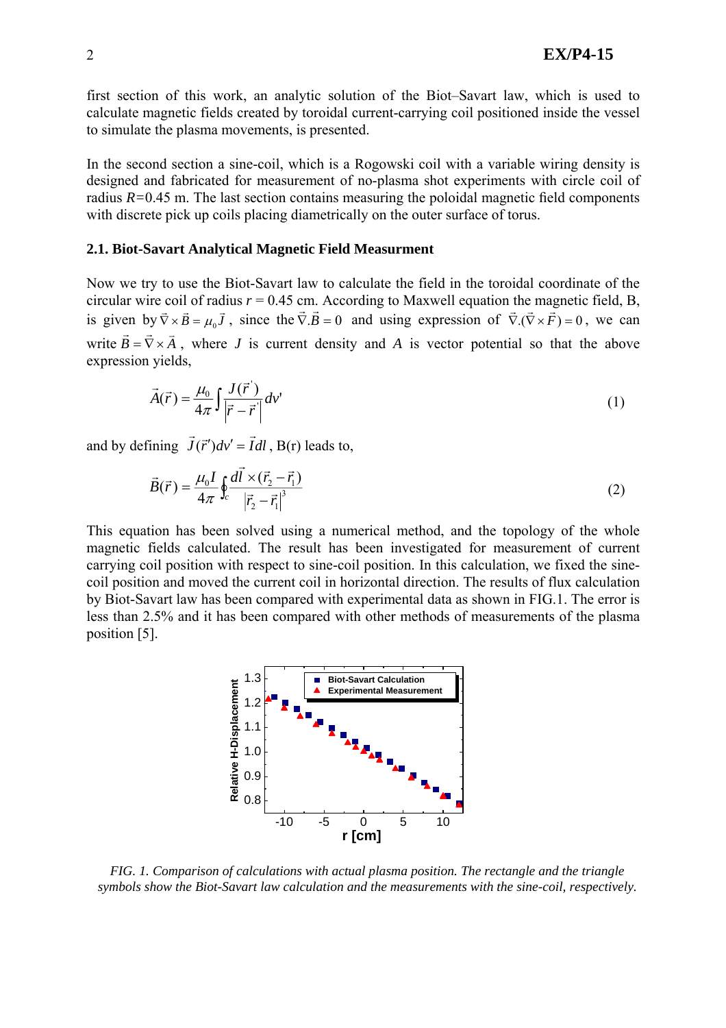first section of this work, an analytic solution of the Biot–Savart law, which is used to calculate magnetic fields created by toroidal current-carrying coil positioned inside the vessel to simulate the plasma movements, is presented.

In the second section a sine-coil, which is a Rogowski coil with a variable wiring density is designed and fabricated for measurement of no-plasma shot experiments with circle coil of radius $R$=0.45 m. The last section contains measuring the poloidal magnetic field components with discrete pick up coils placing diametrically on the outer surface of torus.

### 2.1. Biot-Savart Analytical Magnetic Field Measurment

Now we try to use the Biot-Savart law to calculate the field in the toroidal coordinate of the circular wire coil of radius $r$ = 0.45 cm. According to Maxwell equation the magnetic field, B, is given by $\vec{\nabla}\times\vec{B}=\mu_0\vec{J}$, since the $\vec{\nabla}.\vec{B}=0$ and using expression of $\vec{\nabla}.(\vec{\nabla}\times\vec{F})=0$, we can write $\vec{B}=\vec{\nabla}\times\vec{A}$, where $J$ is current density and $A$ is vector potential so that the above expression yields,

$$\vec{A}(\vec{r})=\frac{\mu_0}{4\pi}\int\frac{J(\vec{r}\,')}{\left|\vec{r}-\vec{r}\,'\right|}dv' \tag{1}$$

and by defining $\vec{J}(\vec{r}\,')dv'=\vec{I}dl$, B(r) leads to,

$$\vec{B}(\vec{r})=\frac{\mu_0 I}{4\pi}\oint_c\frac{d\vec{l}\times(\vec{r}_2-\vec{r}_1)}{\left|\vec{r}_2-\vec{r}_1\right|^3} \tag{2}$$

This equation has been solved using a numerical method, and the topology of the whole magnetic fields calculated. The result has been investigated for measurement of current carrying coil position with respect to sine-coil position. In this calculation, we fixed the sine-coil position and moved the current coil in horizontal direction. The results of flux calculation by Biot-Savart law has been compared with experimental data as shown in FIG.1. The error is less than 2.5% and it has been compared with other methods of measurements of the plasma position [5].

Biot-Savart Calculation
Experimental Measurement
Relative H-Displacement
1.3
1.2
1.1
1.0
0.9
0.8
-10
-5
0
5
10
r [cm]

*FIG. 1. Comparison of calculations with actual plasma position. The rectangle and the triangle symbols show the Biot-Savart law calculation and the measurements with the sine-coil, respectively.*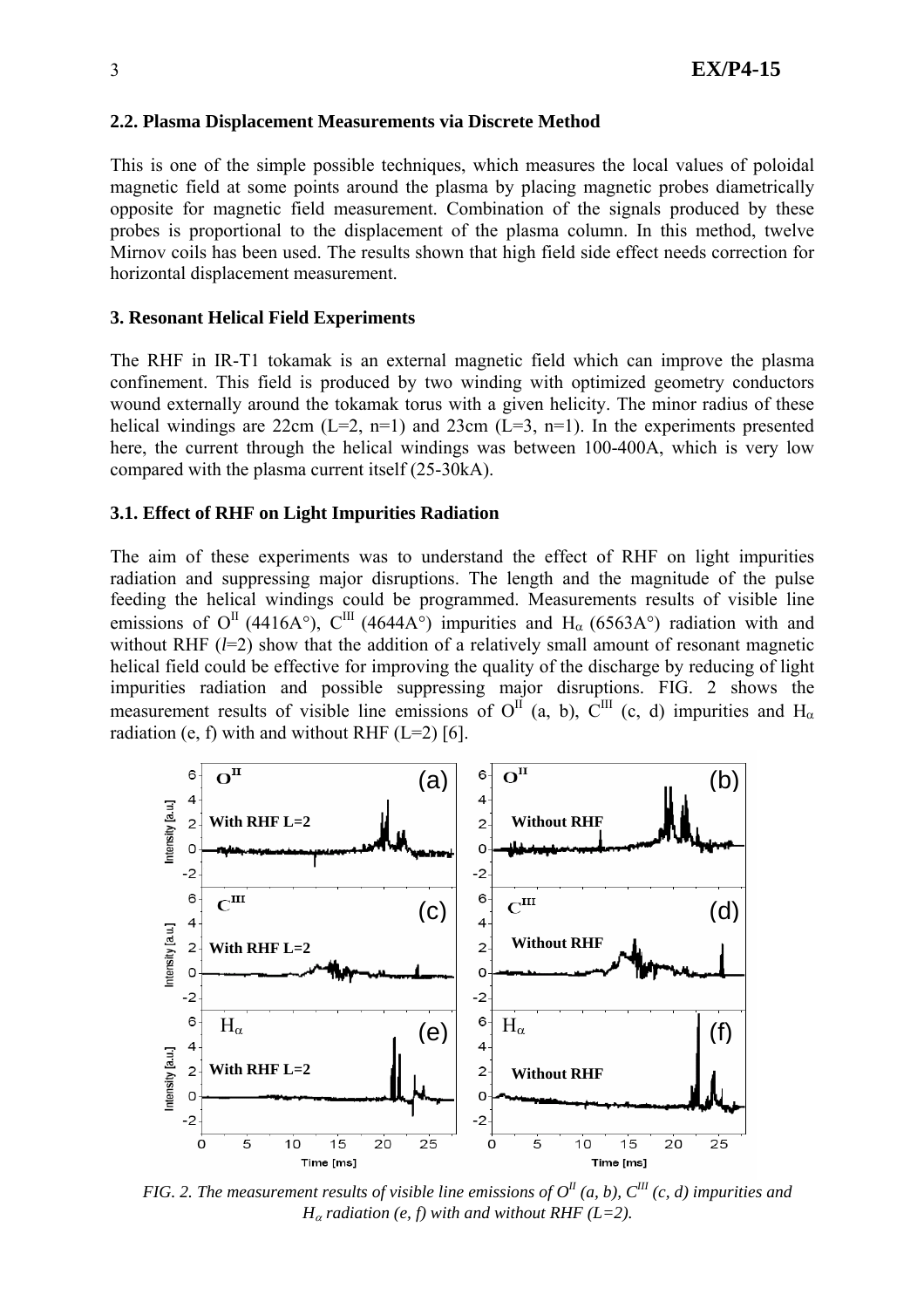## 2.2. Plasma Displacement Measurements via Discrete Method

This is one of the simple possible techniques, which measures the local values of poloidal magnetic field at some points around the plasma by placing magnetic probes diametrically opposite for magnetic field measurement. Combination of the signals produced by these probes is proportional to the displacement of the plasma column. In this method, twelve Mirnov coils has been used. The results shown that high field side effect needs correction for horizontal displacement measurement.

# 3. Resonant Helical Field Experiments

The RHF in IR-T1 tokamak is an external magnetic field which can improve the plasma confinement. This field is produced by two winding with optimized geometry conductors wound externally around the tokamak torus with a given helicity. The minor radius of these helical windings are 22cm (L=2, n=1) and 23cm (L=3, n=1). In the experiments presented here, the current through the helical windings was between 100-400A, which is very low compared with the plasma current itself (25-30kA).

## 3.1. Effect of RHF on Light Impurities Radiation

The aim of these experiments was to understand the effect of RHF on light impurities radiation and suppressing major disruptions. The length and the magnitude of the pulse feeding the helical windings could be programmed. Measurements results of visible line emissions of $O^{II}$ (4416A°), $C^{III}$ (4644A°) impurities and $H_\alpha$ (6563A°) radiation with and without RHF ($l$=2) show that the addition of a relatively small amount of resonant magnetic helical field could be effective for improving the quality of the discharge by reducing of light impurities radiation and possible suppressing major disruptions. FIG. 2 shows the measurement results of visible line emissions of $O^{II}$ (a, b), $C^{III}$ (c, d) impurities and $H_\alpha$ radiation (e, f) with and without RHF (L=2) [6].

*FIG. 2. The measurement results of visible line emissions of $O^{II}$ (a, b), $C^{III}$ (c, d) impurities and $H_\alpha$ radiation (e, f) with and without RHF (L=2).*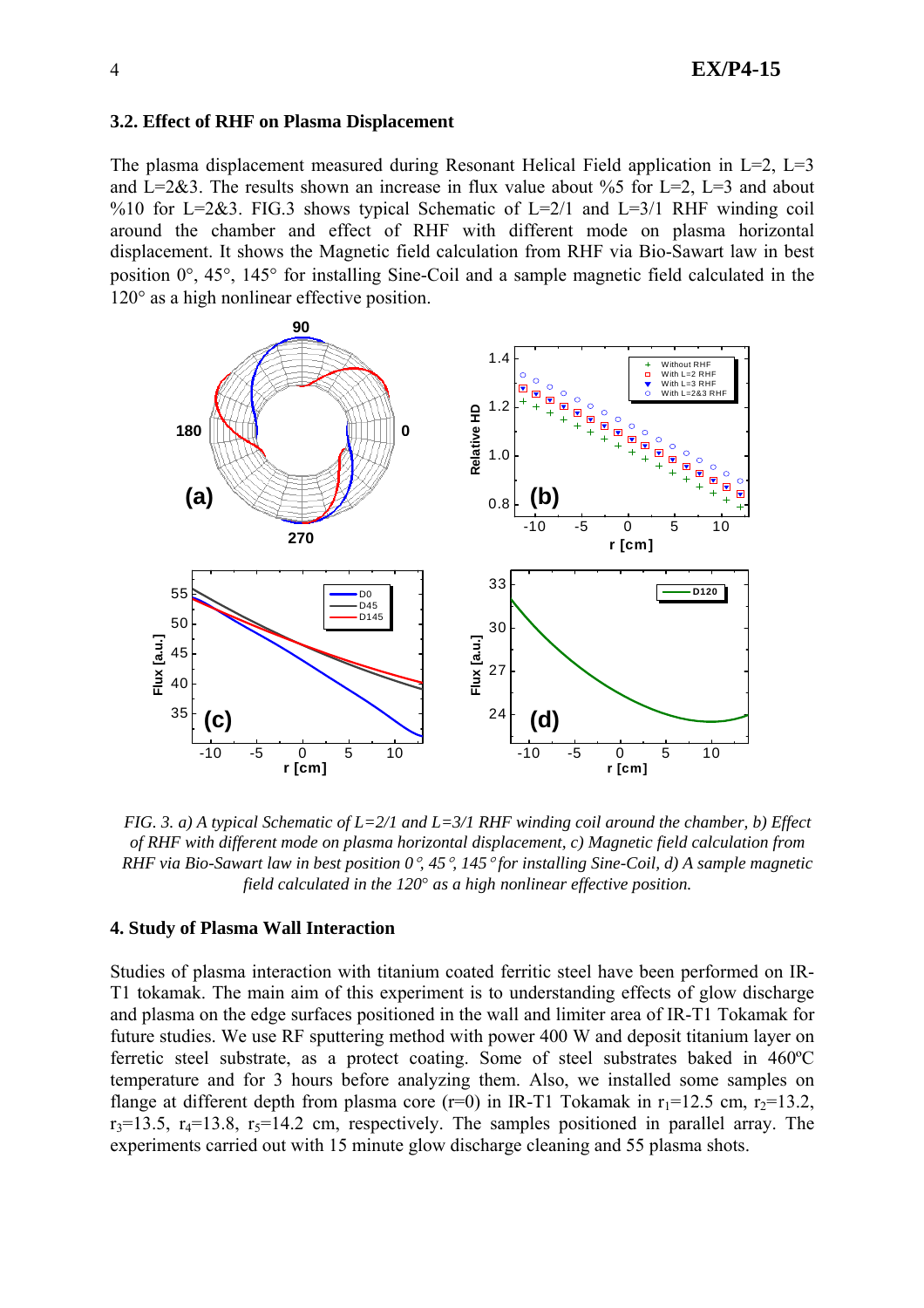### 3.2. Effect of RHF on Plasma Displacement

The plasma displacement measured during Resonant Helical Field application in L=2, L=3 and L=2&3. The results shown an increase in flux value about %5 for L=2, L=3 and about %10 for L=2&3. FIG.3 shows typical Schematic of L=2/1 and L=3/1 RHF winding coil around the chamber and effect of RHF with different mode on plasma horizontal displacement. It shows the Magnetic field calculation from RHF via Bio-Sawart law in best position 0°, 45°, 145° for installing Sine-Coil and a sample magnetic field calculated in the 120° as a high nonlinear effective position.

90
180
0
270
(a)

1.4
1.2
1.0
0.8
Relative HD
Without RHF
With L=2 RHF
With L=3 RHF
With L=2&3 RHF
(b)
-10 -5 0 5 10
r [cm]

55
50
45
40
35
Flux [a.u.]
D0
D45
D145
(c)
-10 -5 0 5 10
r [cm]

33
30
27
24
Flux [a.u.]
D120
(d)
-10 -5 0 5 10
r [cm]

*FIG. 3. a) A typical Schematic of L=2/1 and L=3/1 RHF winding coil around the chamber, b) Effect of RHF with different mode on plasma horizontal displacement, c) Magnetic field calculation from RHF via Bio-Sawart law in best position 0°, 45°, 145° for installing Sine-Coil, d) A sample magnetic field calculated in the 120° as a high nonlinear effective position.*

### 4. Study of Plasma Wall Interaction

Studies of plasma interaction with titanium coated ferritic steel have been performed on IR-T1 tokamak. The main aim of this experiment is to understanding effects of glow discharge and plasma on the edge surfaces positioned in the wall and limiter area of IR-T1 Tokamak for future studies. We use RF sputtering method with power 400 W and deposit titanium layer on ferretic steel substrate, as a protect coating. Some of steel substrates baked in 460ºC temperature and for 3 hours before analyzing them. Also, we installed some samples on flange at different depth from plasma core (r=0) in IR-T1 Tokamak in $r_1$=12.5 cm, $r_2$=13.2, $r_3$=13.5, $r_4$=13.8, $r_5$=14.2 cm, respectively. The samples positioned in parallel array. The experiments carried out with 15 minute glow discharge cleaning and 55 plasma shots.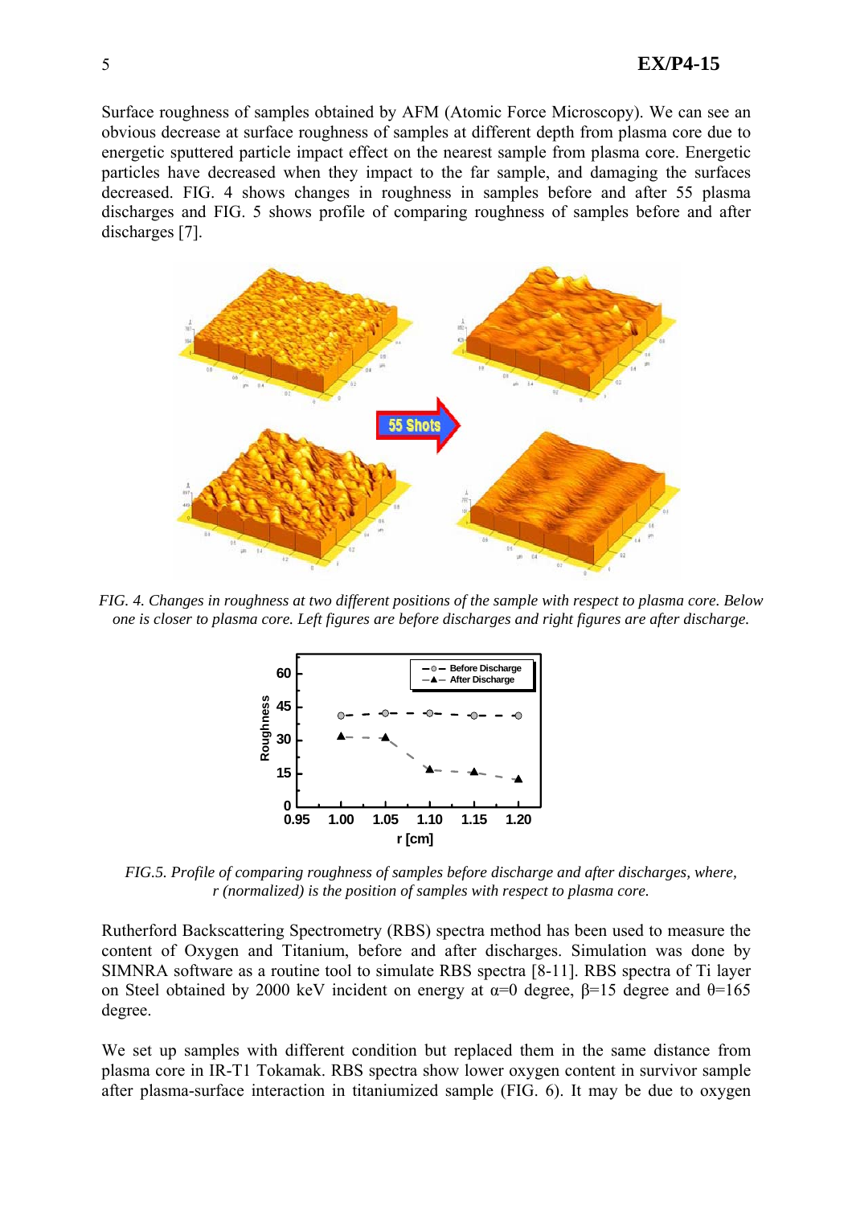Surface roughness of samples obtained by AFM (Atomic Force Microscopy). We can see an obvious decrease at surface roughness of samples at different depth from plasma core due to energetic sputtered particle impact effect on the nearest sample from plasma core. Energetic particles have decreased when they impact to the far sample, and damaging the surfaces decreased. FIG. 4 shows changes in roughness in samples before and after 55 plasma discharges and FIG. 5 shows profile of comparing roughness of samples before and after discharges [7].

55 Shots

*FIG. 4. Changes in roughness at two different positions of the sample with respect to plasma core. Below one is closer to plasma core. Left figures are before discharges and right figures are after discharge.*

Before Discharge
After Discharge
Roughness
60
45
30
15
0
0.95
1.00
1.05
1.10
1.15
1.20
r [cm]

*FIG.5. Profile of comparing roughness of samples before discharge and after discharges, where, r (normalized) is the position of samples with respect to plasma core.*

Rutherford Backscattering Spectrometry (RBS) spectra method has been used to measure the content of Oxygen and Titanium, before and after discharges. Simulation was done by SIMNRA software as a routine tool to simulate RBS spectra [8-11]. RBS spectra of Ti layer on Steel obtained by 2000 keV incident on energy at $\alpha$=0 degree, $\beta$=15 degree and $\theta$=165 degree.

We set up samples with different condition but replaced them in the same distance from plasma core in IR-T1 Tokamak. RBS spectra show lower oxygen content in survivor sample after plasma-surface interaction in titaniumized sample (FIG. 6). It may be due to oxygen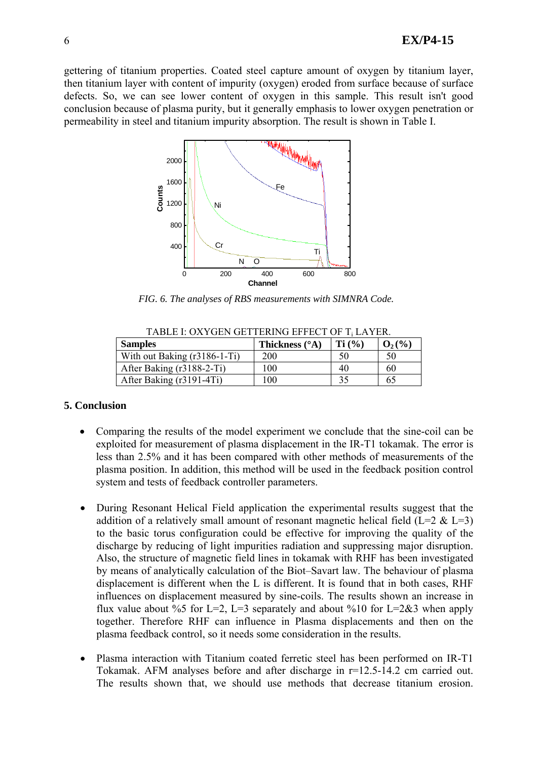gettering of titanium properties. Coated steel capture amount of oxygen by titanium layer, then titanium layer with content of impurity (oxygen) eroded from surface because of surface defects. So, we can see lower content of oxygen in this sample. This result isn't good conclusion because of plasma purity, but it generally emphasis to lower oxygen penetration or permeability in steel and titanium impurity absorption. The result is shown in Table I.

Counts
2000
1600
1200
800
400
Fe
Ni
Cr
Ti
N O
0 200 400 600 800
Channel

*FIG. 6. The analyses of RBS measurements with SIMNRA Code.*

TABLE I: OXYGEN GETTERING EFFECT OF $T_i$ LAYER.

| **Samples** | **Thickness (°A)** | **Ti (%)** | **$O_2$ (%)** |
|---|---|---|---|
| With out Baking (r3186-1-Ti) | 200 | 50 | 50 |
| After Baking (r3188-2-Ti) | 100 | 40 | 60 |
| After Baking (r3191-4Ti) | 100 | 35 | 65 |

## 5. Conclusion

- Comparing the results of the model experiment we conclude that the sine-coil can be exploited for measurement of plasma displacement in the IR-T1 tokamak. The error is less than 2.5% and it has been compared with other methods of measurements of the plasma position. In addition, this method will be used in the feedback position control system and tests of feedback controller parameters.

- During Resonant Helical Field application the experimental results suggest that the addition of a relatively small amount of resonant magnetic helical field (L=2 & L=3) to the basic torus configuration could be effective for improving the quality of the discharge by reducing of light impurities radiation and suppressing major disruption. Also, the structure of magnetic field lines in tokamak with RHF has been investigated by means of analytically calculation of the Biot–Savart law. The behaviour of plasma displacement is different when the L is different. It is found that in both cases, RHF influences on displacement measured by sine-coils. The results shown an increase in flux value about %5 for L=2, L=3 separately and about %10 for L=2&3 when apply together. Therefore RHF can influence in Plasma displacements and then on the plasma feedback control, so it needs some consideration in the results.

- Plasma interaction with Titanium coated ferretic steel has been performed on IR-T1 Tokamak. AFM analyses before and after discharge in r=12.5-14.2 cm carried out. The results shown that, we should use methods that decrease titanium erosion.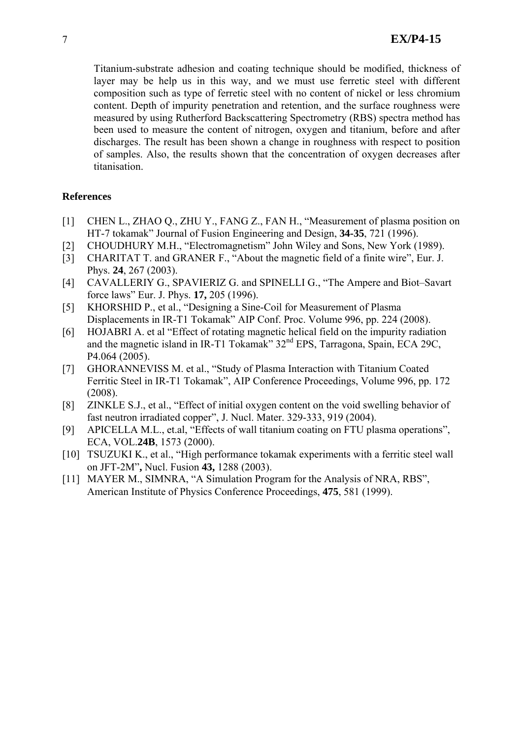Titanium-substrate adhesion and coating technique should be modified, thickness of layer may be help us in this way, and we must use ferretic steel with different composition such as type of ferretic steel with no content of nickel or less chromium content. Depth of impurity penetration and retention, and the surface roughness were measured by using Rutherford Backscattering Spectrometry (RBS) spectra method has been used to measure the content of nitrogen, oxygen and titanium, before and after discharges. The result has been shown a change in roughness with respect to position of samples. Also, the results shown that the concentration of oxygen decreases after titanisation.

## References

[1] CHEN L., ZHAO Q., ZHU Y., FANG Z., FAN H., "Measurement of plasma position on HT-7 tokamak" Journal of Fusion Engineering and Design, **34-35**, 721 (1996).

[2] CHOUDHURY M.H., "Electromagnetism" John Wiley and Sons, New York (1989).

[3] CHARITAT T. and GRANER F., "About the magnetic field of a finite wire", Eur. J. Phys. **24**, 267 (2003).

[4] CAVALLERIY G., SPAVIERIZ G. and SPINELLI G., "The Ampere and Biot–Savart force laws" Eur. J. Phys. **17,** 205 (1996).

[5] KHORSHID P., et al., "Designing a Sine-Coil for Measurement of Plasma Displacements in IR-T1 Tokamak" AIP Conf. Proc. Volume 996, pp. 224 (2008).

[6] HOJABRI A. et al "Effect of rotating magnetic helical field on the impurity radiation and the magnetic island in IR-T1 Tokamak" 32nd EPS, Tarragona, Spain, ECA 29C, P4.064 (2005).

[7] GHORANNEVISS M. et al., "Study of Plasma Interaction with Titanium Coated Ferritic Steel in IR-T1 Tokamak", AIP Conference Proceedings, Volume 996, pp. 172 (2008).

[8] ZINKLE S.J., et al., "Effect of initial oxygen content on the void swelling behavior of fast neutron irradiated copper", J. Nucl. Mater. 329-333, 919 (2004).

[9] APICELLA M.L., et.al, "Effects of wall titanium coating on FTU plasma operations", ECA, VOL.**24B**, 1573 (2000).

[10] TSUZUKI K., et al., "High performance tokamak experiments with a ferritic steel wall on JFT-2M"**,** Nucl. Fusion **43,** 1288 (2003).

[11] MAYER M., SIMNRA, "A Simulation Program for the Analysis of NRA, RBS", American Institute of Physics Conference Proceedings, **475**, 581 (1999).